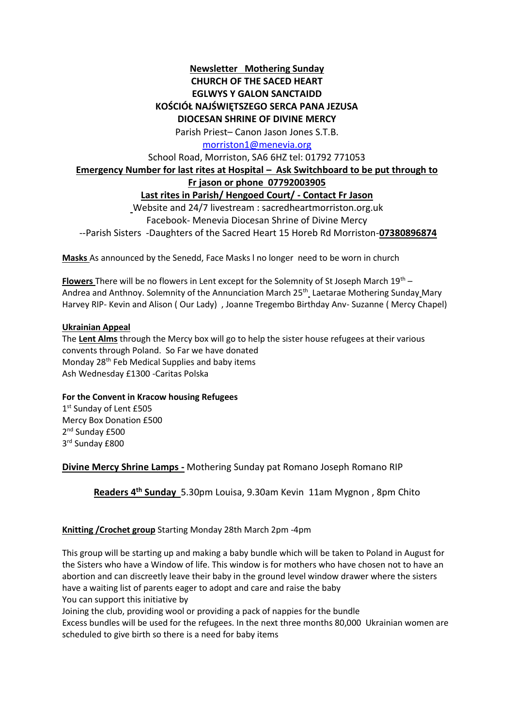**Newsletter Mothering Sunday**
**CHURCH OF THE SACED HEART**
**EGLWYS Y GALON SANCTAIDD**
**KOŚCIÓŁ NAJŚWIĘTSZEGO SERCA PANA JEZUSA**
**DIOCESAN SHRINE OF DIVINE MERCY**

Parish Priest– Canon Jason Jones S.T.B.

morriston1@menevia.org

School Road, Morriston, SA6 6HZ tel: 01792 771053

**Emergency Number for last rites at Hospital – Ask Switchboard to be put through to Fr jason or phone 07792003905**

**Last rites in Parish/ Hengoed Court/ - Contact Fr Jason**

Website and 24/7 livestream : sacredheartmorriston.org.uk

Facebook- Menevia Diocesan Shrine of Divine Mercy

--Parish Sisters -Daughters of the Sacred Heart 15 Horeb Rd Morriston-**07380896874**

**Masks** As announced by the Senedd, Face Masks l no longer need to be worn in church

**Flowers** There will be no flowers in Lent except for the Solemnity of St Joseph March 19th – Andrea and Anthnoy. Solemnity of the Annunciation March 25th Laetarae Mothering Sunday Mary Harvey RIP- Kevin and Alison ( Our Lady) , Joanne Tregembo Birthday Anv- Suzanne ( Mercy Chapel)

**Ukrainian Appeal**

The **Lent Alms** through the Mercy box will go to help the sister house refugees at their various convents through Poland. So Far we have donated
Monday 28th Feb Medical Supplies and baby items
Ash Wednesday £1300 -Caritas Polska

**For the Convent in Kracow housing Refugees**

1st Sunday of Lent £505
Mercy Box Donation £500
2nd Sunday £500
3rd Sunday £800

**Divine Mercy Shrine Lamps -** Mothering Sunday pat Romano Joseph Romano RIP

**Readers 4th Sunday** 5.30pm Louisa, 9.30am Kevin 11am Mygnon , 8pm Chito

**Knitting /Crochet group** Starting Monday 28th March 2pm -4pm

This group will be starting up and making a baby bundle which will be taken to Poland in August for the Sisters who have a Window of life. This window is for mothers who have chosen not to have an abortion and can discreetly leave their baby in the ground level window drawer where the sisters have a waiting list of parents eager to adopt and care and raise the baby

You can support this initiative by

Joining the club, providing wool or providing a pack of nappies for the bundle

Excess bundles will be used for the refugees. In the next three months 80,000 Ukrainian women are scheduled to give birth so there is a need for baby items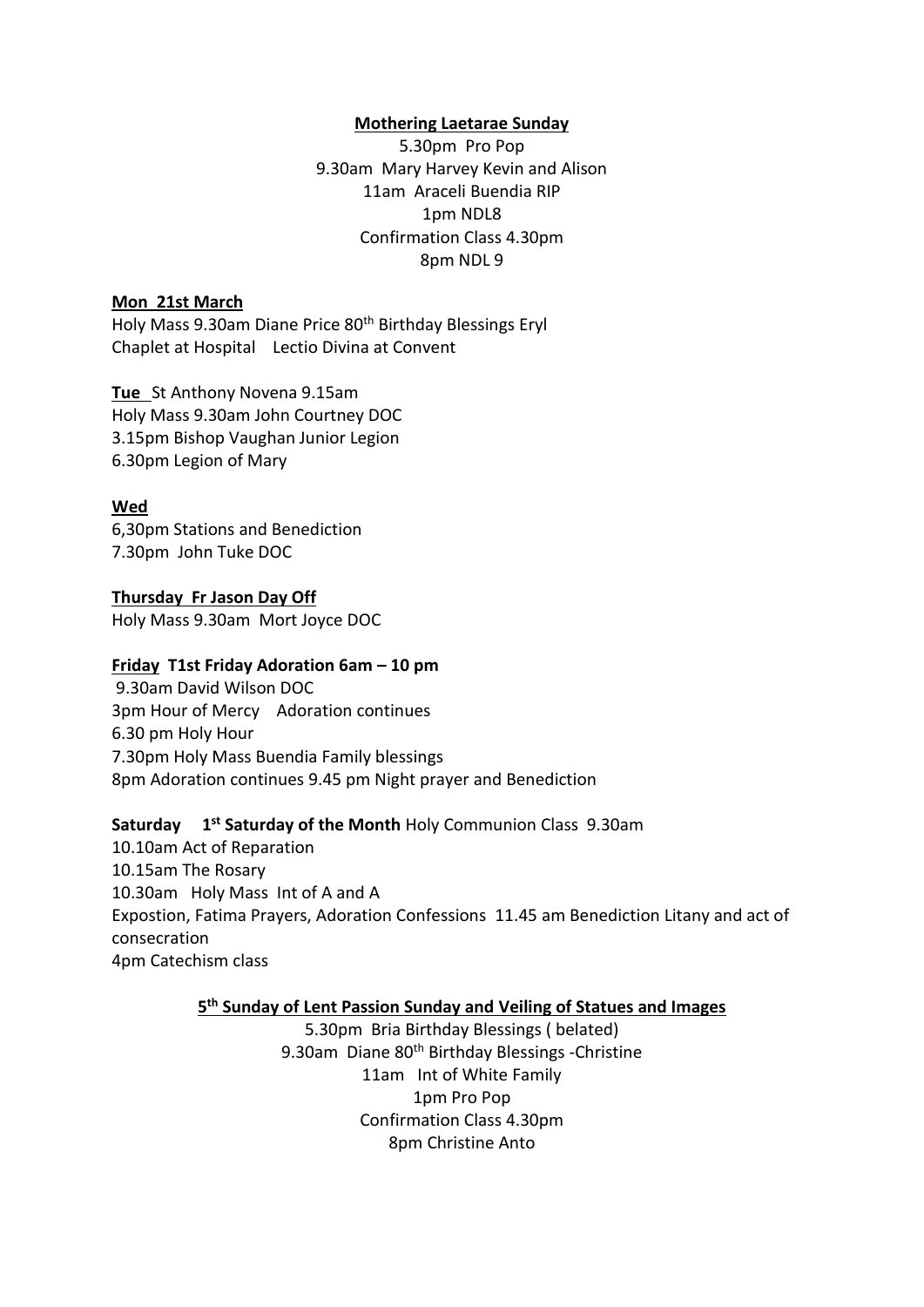**Mothering Laetarae Sunday**

5.30pm Pro Pop
9.30am Mary Harvey Kevin and Alison
11am Araceli Buendia RIP
1pm NDL8
Confirmation Class 4.30pm
8pm NDL 9

**Mon 21st March**

Holy Mass 9.30am Diane Price 80th Birthday Blessings Eryl
Chaplet at Hospital Lectio Divina at Convent

**Tue** St Anthony Novena 9.15am
Holy Mass 9.30am John Courtney DOC
3.15pm Bishop Vaughan Junior Legion
6.30pm Legion of Mary

**Wed**

6,30pm Stations and Benediction
7.30pm John Tuke DOC

**Thursday Fr Jason Day Off**

Holy Mass 9.30am Mort Joyce DOC

**Friday T1st Friday Adoration 6am – 10 pm**

9.30am David Wilson DOC
3pm Hour of Mercy Adoration continues
6.30 pm Holy Hour
7.30pm Holy Mass Buendia Family blessings
8pm Adoration continues 9.45 pm Night prayer and Benediction

**Saturday 1st Saturday of the Month** Holy Communion Class 9.30am
10.10am Act of Reparation
10.15am The Rosary
10.30am Holy Mass Int of A and A
Expostion, Fatima Prayers, Adoration Confessions 11.45 am Benediction Litany and act of consecration
4pm Catechism class

**5th Sunday of Lent Passion Sunday and Veiling of Statues and Images**

5.30pm Bria Birthday Blessings ( belated)
9.30am Diane 80th Birthday Blessings -Christine
11am Int of White Family
1pm Pro Pop
Confirmation Class 4.30pm
8pm Christine Anto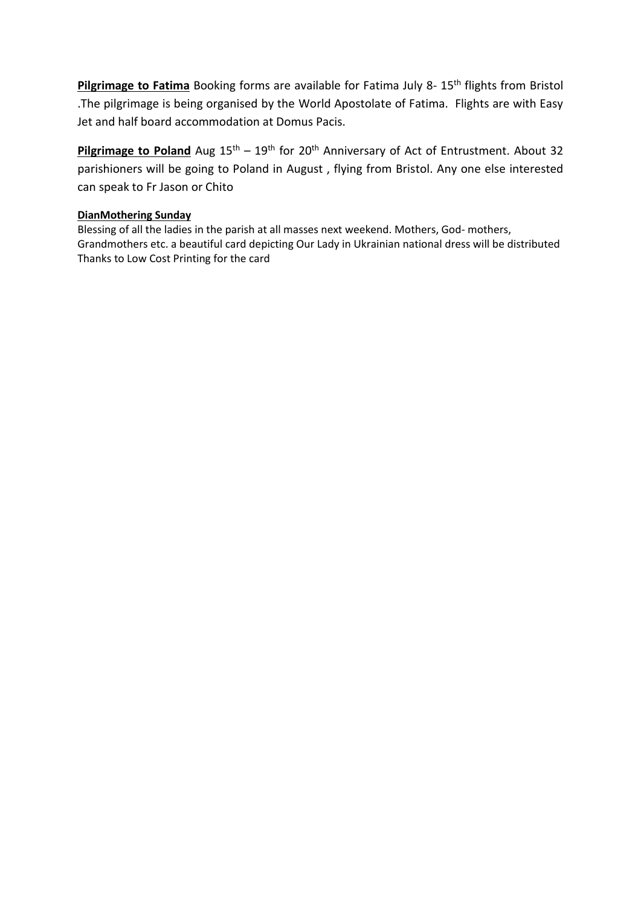**Pilgrimage to Fatima** Booking forms are available for Fatima July 8- 15th flights from Bristol .The pilgrimage is being organised by the World Apostolate of Fatima. Flights are with Easy Jet and half board accommodation at Domus Pacis.

**Pilgrimage to Poland** Aug 15th – 19th for 20th Anniversary of Act of Entrustment. About 32 parishioners will be going to Poland in August , flying from Bristol. Any one else interested can speak to Fr Jason or Chito

**DianMothering Sunday**

Blessing of all the ladies in the parish at all masses next weekend. Mothers, God- mothers, Grandmothers etc. a beautiful card depicting Our Lady in Ukrainian national dress will be distributed Thanks to Low Cost Printing for the card